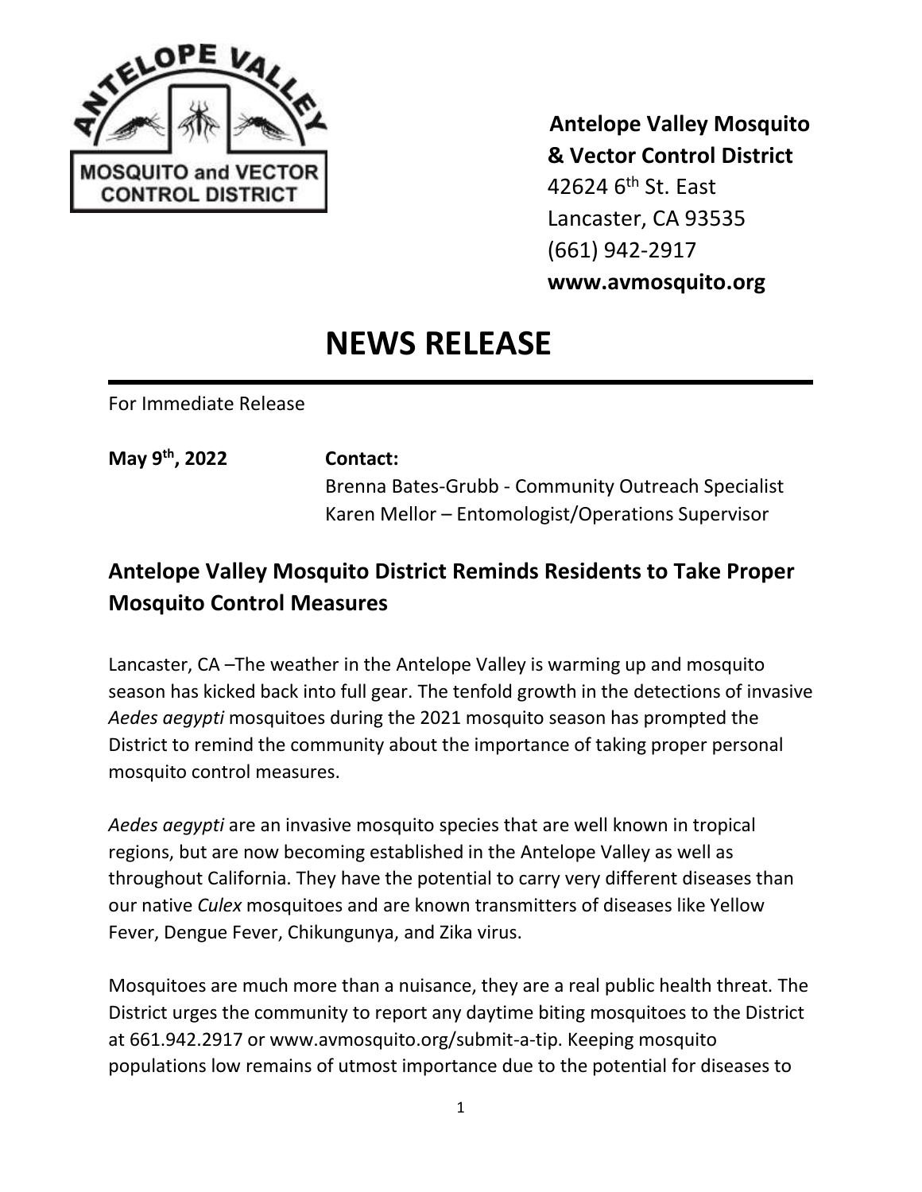**Antelope Valley Mosquito & Vector Control District**
42624 6th St. East
Lancaster, CA 93535
(661) 942-2917
**www.avmosquito.org**

# NEWS RELEASE

For Immediate Release

**May 9th, 2022** **Contact:**
Brenna Bates-Grubb - Community Outreach Specialist
Karen Mellor – Entomologist/Operations Supervisor

## Antelope Valley Mosquito District Reminds Residents to Take Proper Mosquito Control Measures

Lancaster, CA –The weather in the Antelope Valley is warming up and mosquito season has kicked back into full gear. The tenfold growth in the detections of invasive *Aedes aegypti* mosquitoes during the 2021 mosquito season has prompted the District to remind the community about the importance of taking proper personal mosquito control measures.

*Aedes aegypti* are an invasive mosquito species that are well known in tropical regions, but are now becoming established in the Antelope Valley as well as throughout California. They have the potential to carry very different diseases than our native *Culex* mosquitoes and are known transmitters of diseases like Yellow Fever, Dengue Fever, Chikungunya, and Zika virus.

Mosquitoes are much more than a nuisance, they are a real public health threat. The District urges the community to report any daytime biting mosquitoes to the District at 661.942.2917 or www.avmosquito.org/submit-a-tip. Keeping mosquito populations low remains of utmost importance due to the potential for diseases to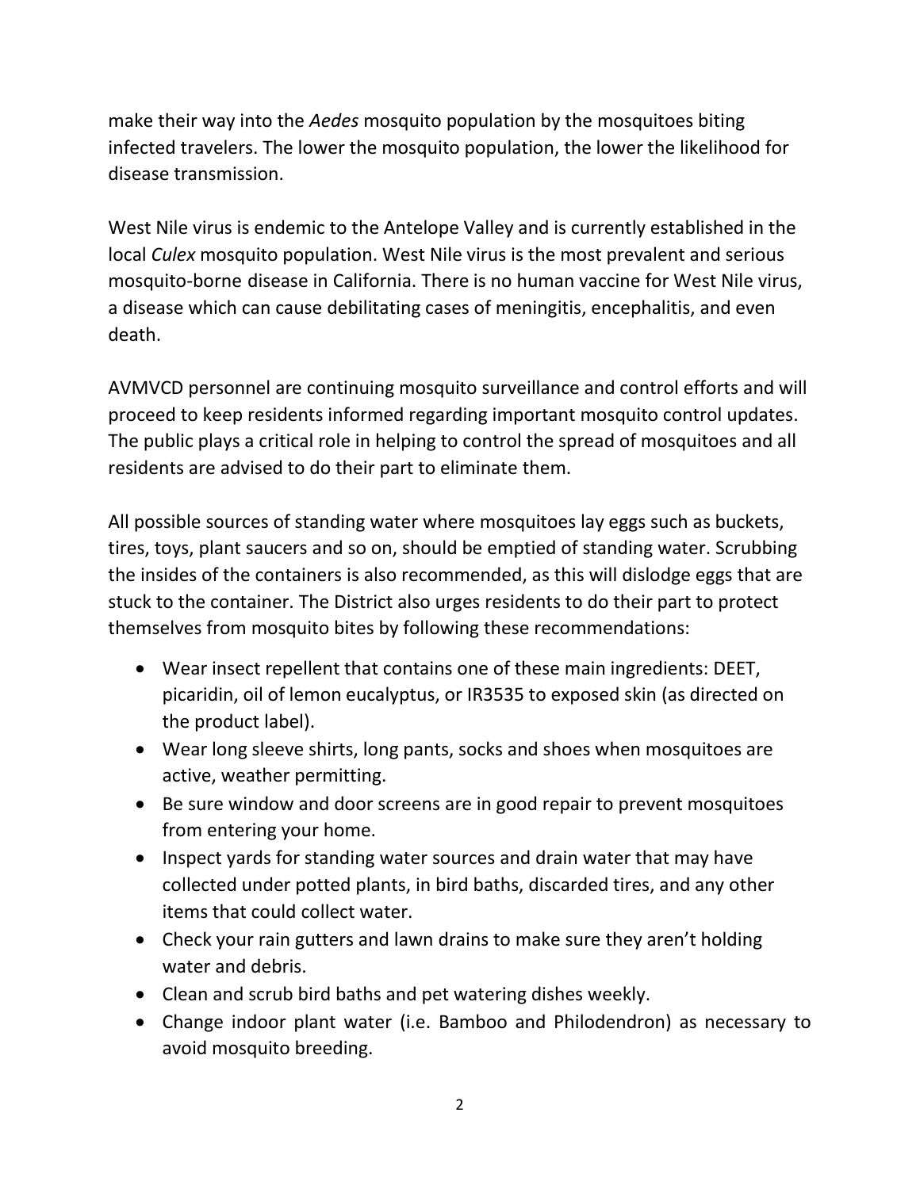make their way into the *Aedes* mosquito population by the mosquitoes biting infected travelers. The lower the mosquito population, the lower the likelihood for disease transmission.

West Nile virus is endemic to the Antelope Valley and is currently established in the local *Culex* mosquito population. West Nile virus is the most prevalent and serious mosquito-borne disease in California. There is no human vaccine for West Nile virus, a disease which can cause debilitating cases of meningitis, encephalitis, and even death.

AVMVCD personnel are continuing mosquito surveillance and control efforts and will proceed to keep residents informed regarding important mosquito control updates. The public plays a critical role in helping to control the spread of mosquitoes and all residents are advised to do their part to eliminate them.

All possible sources of standing water where mosquitoes lay eggs such as buckets, tires, toys, plant saucers and so on, should be emptied of standing water. Scrubbing the insides of the containers is also recommended, as this will dislodge eggs that are stuck to the container. The District also urges residents to do their part to protect themselves from mosquito bites by following these recommendations:

- Wear insect repellent that contains one of these main ingredients: DEET, picaridin, oil of lemon eucalyptus, or IR3535 to exposed skin (as directed on the product label).
- Wear long sleeve shirts, long pants, socks and shoes when mosquitoes are active, weather permitting.
- Be sure window and door screens are in good repair to prevent mosquitoes from entering your home.
- Inspect yards for standing water sources and drain water that may have collected under potted plants, in bird baths, discarded tires, and any other items that could collect water.
- Check your rain gutters and lawn drains to make sure they aren't holding water and debris.
- Clean and scrub bird baths and pet watering dishes weekly.
- Change indoor plant water (i.e. Bamboo and Philodendron) as necessary to avoid mosquito breeding.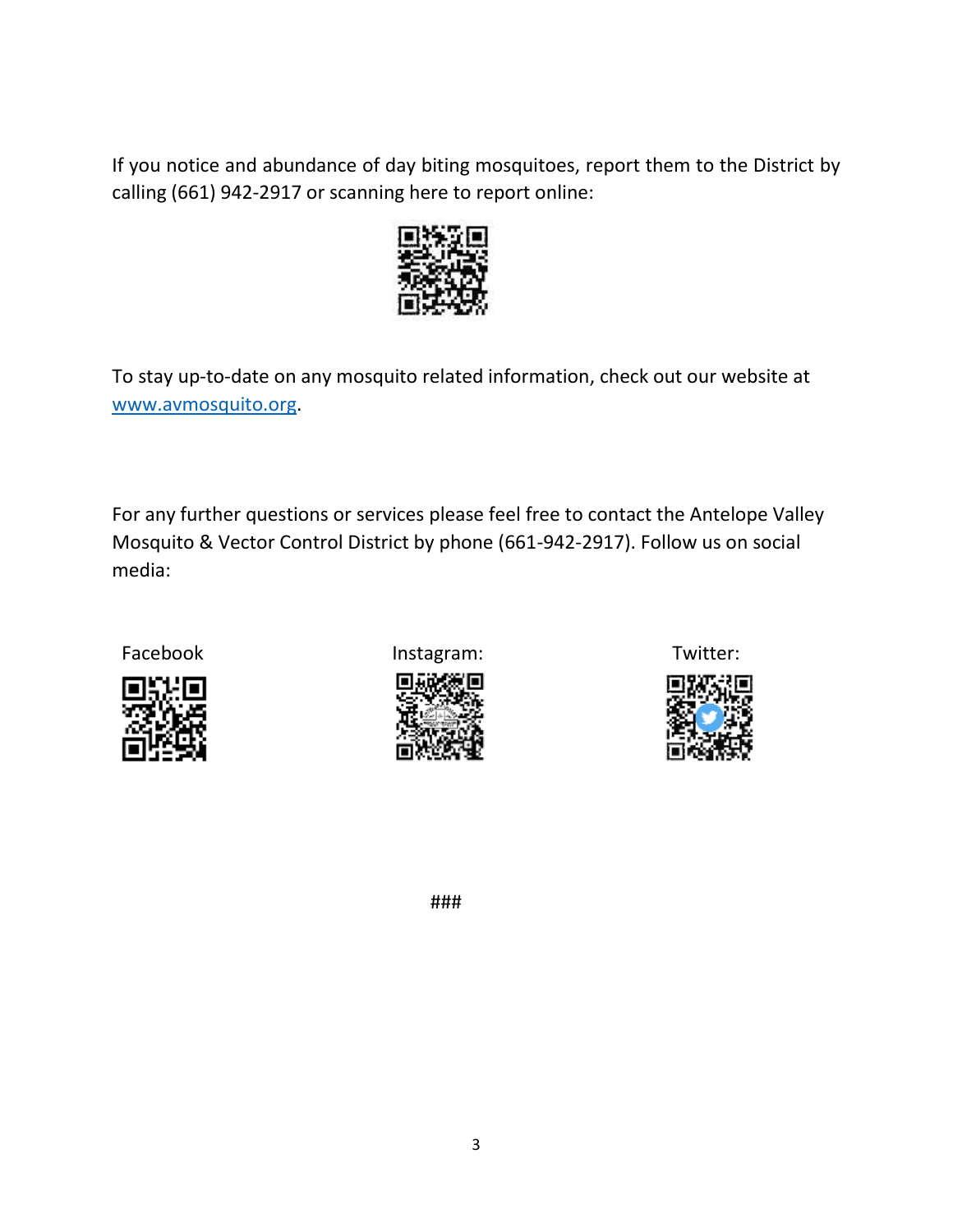If you notice and abundance of day biting mosquitoes, report them to the District by calling (661) 942-2917 or scanning here to report online:

To stay up-to-date on any mosquito related information, check out our website at [www.avmosquito.org](http://www.avmosquito.org).

For any further questions or services please feel free to contact the Antelope Valley Mosquito & Vector Control District by phone (661-942-2917). Follow us on social media:

Facebook

Instagram:

Twitter:

###